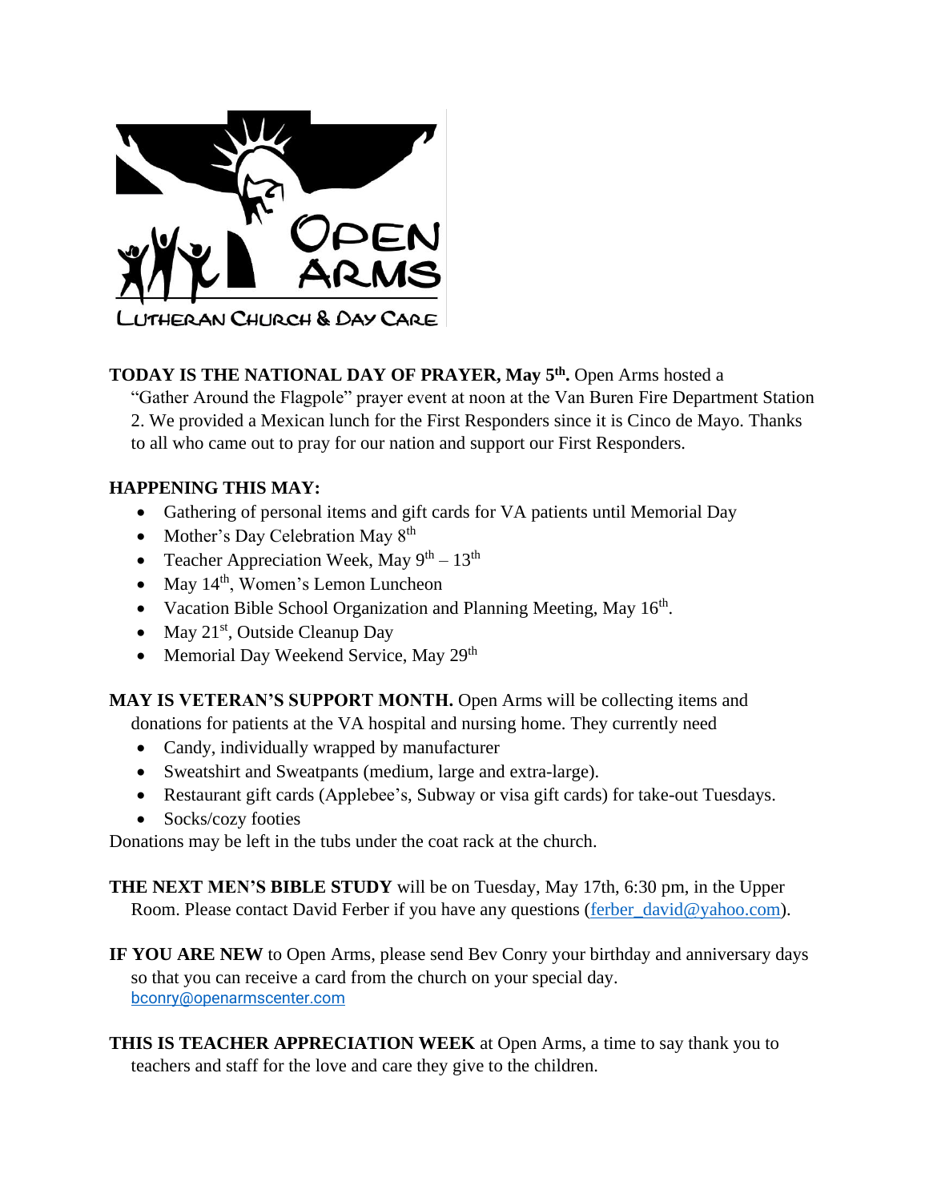OPEN ARMS

LUTHERAN CHURCH & DAY CARE

**TODAY IS THE NATIONAL DAY OF PRAYER, May 5th.** Open Arms hosted a "Gather Around the Flagpole" prayer event at noon at the Van Buren Fire Department Station 2. We provided a Mexican lunch for the First Responders since it is Cinco de Mayo. Thanks to all who came out to pray for our nation and support our First Responders.

**HAPPENING THIS MAY:**

- Gathering of personal items and gift cards for VA patients until Memorial Day
- Mother's Day Celebration May 8th
- Teacher Appreciation Week, May 9th – 13th
- May 14th, Women's Lemon Luncheon
- Vacation Bible School Organization and Planning Meeting, May 16th.
- May 21st, Outside Cleanup Day
- Memorial Day Weekend Service, May 29th

**MAY IS VETERAN'S SUPPORT MONTH.** Open Arms will be collecting items and donations for patients at the VA hospital and nursing home. They currently need

- Candy, individually wrapped by manufacturer
- Sweatshirt and Sweatpants (medium, large and extra-large).
- Restaurant gift cards (Applebee's, Subway or visa gift cards) for take-out Tuesdays.
- Socks/cozy footies

Donations may be left in the tubs under the coat rack at the church.

**THE NEXT MEN'S BIBLE STUDY** will be on Tuesday, May 17th, 6:30 pm, in the Upper Room. Please contact David Ferber if you have any questions (ferber_david@yahoo.com).

**IF YOU ARE NEW** to Open Arms, please send Bev Conry your birthday and anniversary days so that you can receive a card from the church on your special day. bconry@openarmscenter.com

**THIS IS TEACHER APPRECIATION WEEK** at Open Arms, a time to say thank you to teachers and staff for the love and care they give to the children.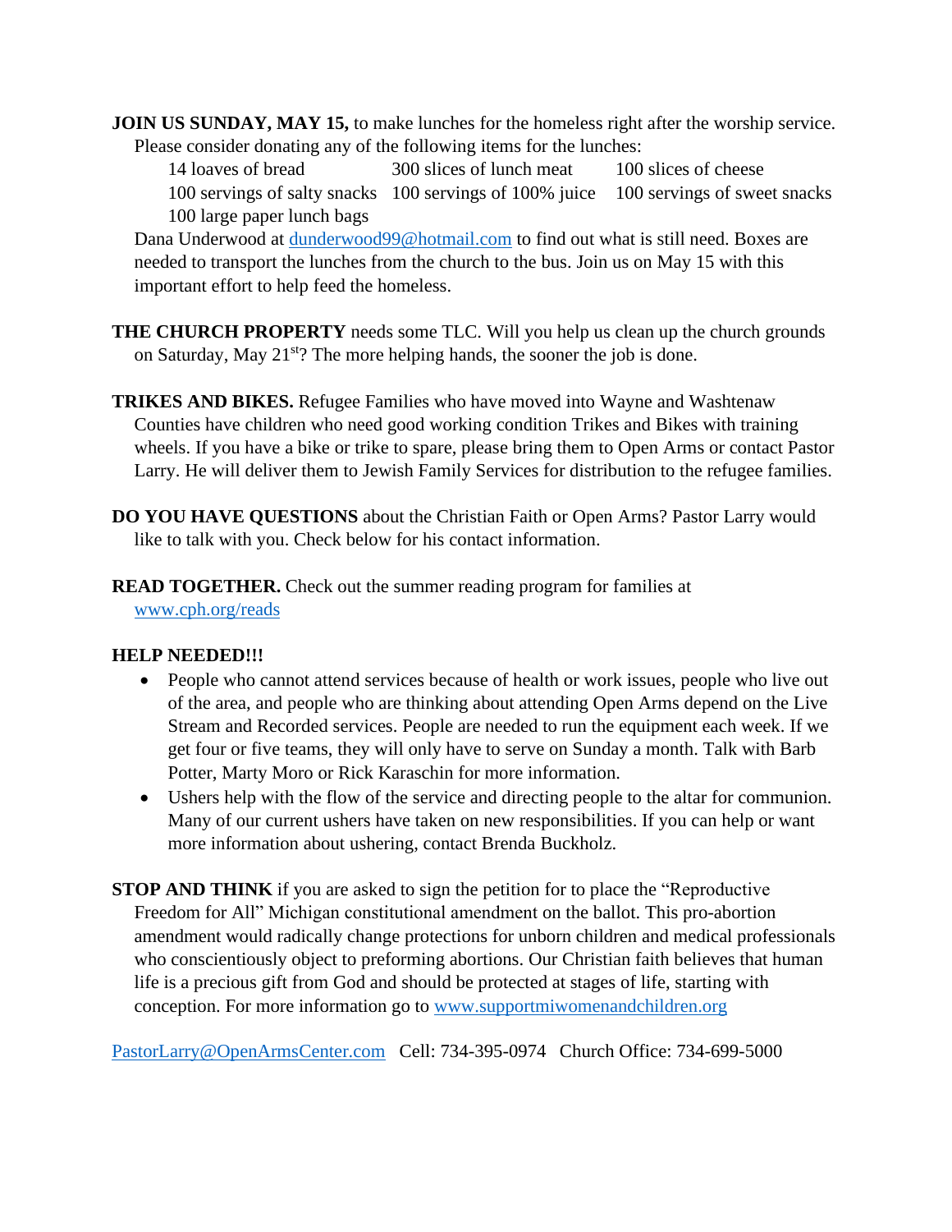**JOIN US SUNDAY, MAY 15,** to make lunches for the homeless right after the worship service. Please consider donating any of the following items for the lunches:

| | | |
|---|---|---|
| 14 loaves of bread | 300 slices of lunch meat | 100 slices of cheese |
| 100 servings of salty snacks | 100 servings of 100% juice | 100 servings of sweet snacks |
| 100 large paper lunch bags | | |

Dana Underwood at dunderwood99@hotmail.com to find out what is still need. Boxes are needed to transport the lunches from the church to the bus. Join us on May 15 with this important effort to help feed the homeless.

**THE CHURCH PROPERTY** needs some TLC. Will you help us clean up the church grounds on Saturday, May 21st? The more helping hands, the sooner the job is done.

**TRIKES AND BIKES.** Refugee Families who have moved into Wayne and Washtenaw Counties have children who need good working condition Trikes and Bikes with training wheels. If you have a bike or trike to spare, please bring them to Open Arms or contact Pastor Larry. He will deliver them to Jewish Family Services for distribution to the refugee families.

**DO YOU HAVE QUESTIONS** about the Christian Faith or Open Arms? Pastor Larry would like to talk with you. Check below for his contact information.

**READ TOGETHER.** Check out the summer reading program for families at www.cph.org/reads

**HELP NEEDED!!!**

- People who cannot attend services because of health or work issues, people who live out of the area, and people who are thinking about attending Open Arms depend on the Live Stream and Recorded services. People are needed to run the equipment each week. If we get four or five teams, they will only have to serve on Sunday a month. Talk with Barb Potter, Marty Moro or Rick Karaschin for more information.
- Ushers help with the flow of the service and directing people to the altar for communion. Many of our current ushers have taken on new responsibilities. If you can help or want more information about ushering, contact Brenda Buckholz.

**STOP AND THINK** if you are asked to sign the petition for to place the "Reproductive Freedom for All" Michigan constitutional amendment on the ballot. This pro-abortion amendment would radically change protections for unborn children and medical professionals who conscientiously object to preforming abortions. Our Christian faith believes that human life is a precious gift from God and should be protected at stages of life, starting with conception. For more information go to www.supportmiwomenandchildren.org

PastorLarry@OpenArmsCenter.com Cell: 734-395-0974 Church Office: 734-699-5000